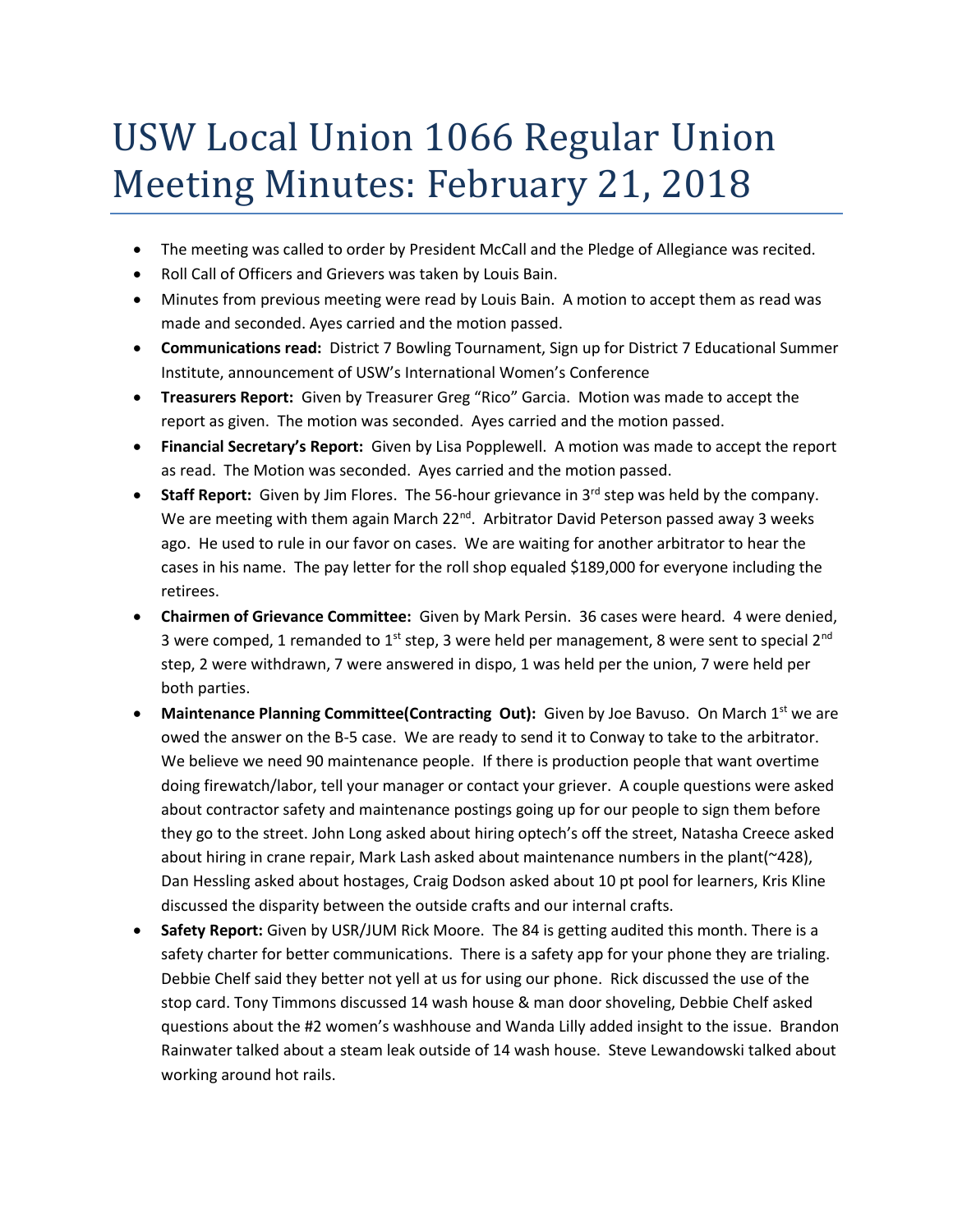# USW Local Union 1066 Regular Union Meeting Minutes: February 21, 2018

- The meeting was called to order by President McCall and the Pledge of Allegiance was recited.
- Roll Call of Officers and Grievers was taken by Louis Bain.
- Minutes from previous meeting were read by Louis Bain. A motion to accept them as read was made and seconded. Ayes carried and the motion passed.
- **Communications read:** District 7 Bowling Tournament, Sign up for District 7 Educational Summer Institute, announcement of USW's International Women's Conference
- **Treasurers Report:** Given by Treasurer Greg "Rico" Garcia. Motion was made to accept the report as given. The motion was seconded. Ayes carried and the motion passed.
- **Financial Secretary's Report:** Given by Lisa Popplewell. A motion was made to accept the report as read. The Motion was seconded. Ayes carried and the motion passed.
- **Staff Report:** Given by Jim Flores. The 56-hour grievance in 3rd step was held by the company. We are meeting with them again March 22nd. Arbitrator David Peterson passed away 3 weeks ago. He used to rule in our favor on cases. We are waiting for another arbitrator to hear the cases in his name. The pay letter for the roll shop equaled $189,000 for everyone including the retirees.
- **Chairmen of Grievance Committee:** Given by Mark Persin. 36 cases were heard. 4 were denied, 3 were comped, 1 remanded to 1st step, 3 were held per management, 8 were sent to special 2nd step, 2 were withdrawn, 7 were answered in dispo, 1 was held per the union, 7 were held per both parties.
- **Maintenance Planning Committee(Contracting Out):** Given by Joe Bavuso. On March 1st we are owed the answer on the B-5 case. We are ready to send it to Conway to take to the arbitrator. We believe we need 90 maintenance people. If there is production people that want overtime doing firewatch/labor, tell your manager or contact your griever. A couple questions were asked about contractor safety and maintenance postings going up for our people to sign them before they go to the street. John Long asked about hiring optech's off the street, Natasha Creece asked about hiring in crane repair, Mark Lash asked about maintenance numbers in the plant(~428), Dan Hessling asked about hostages, Craig Dodson asked about 10 pt pool for learners, Kris Kline discussed the disparity between the outside crafts and our internal crafts.
- **Safety Report:** Given by USR/JUM Rick Moore. The 84 is getting audited this month. There is a safety charter for better communications. There is a safety app for your phone they are trialing. Debbie Chelf said they better not yell at us for using our phone. Rick discussed the use of the stop card. Tony Timmons discussed 14 wash house & man door shoveling, Debbie Chelf asked questions about the #2 women's washhouse and Wanda Lilly added insight to the issue. Brandon Rainwater talked about a steam leak outside of 14 wash house. Steve Lewandowski talked about working around hot rails.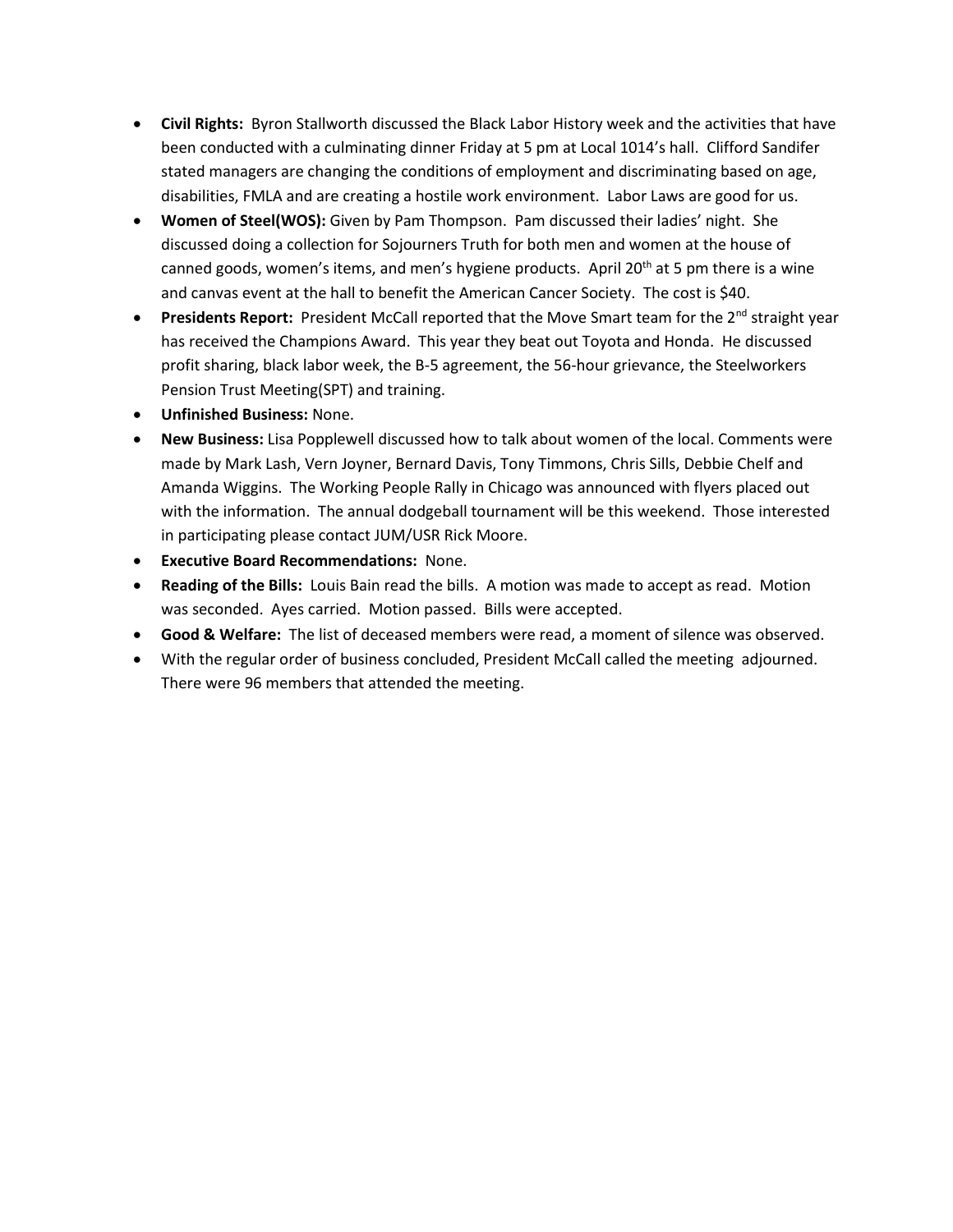- **Civil Rights:** Byron Stallworth discussed the Black Labor History week and the activities that have been conducted with a culminating dinner Friday at 5 pm at Local 1014's hall. Clifford Sandifer stated managers are changing the conditions of employment and discriminating based on age, disabilities, FMLA and are creating a hostile work environment. Labor Laws are good for us.
- **Women of Steel(WOS):** Given by Pam Thompson. Pam discussed their ladies' night. She discussed doing a collection for Sojourners Truth for both men and women at the house of canned goods, women's items, and men's hygiene products. April 20th at 5 pm there is a wine and canvas event at the hall to benefit the American Cancer Society. The cost is $40.
- **Presidents Report:** President McCall reported that the Move Smart team for the 2nd straight year has received the Champions Award. This year they beat out Toyota and Honda. He discussed profit sharing, black labor week, the B-5 agreement, the 56-hour grievance, the Steelworkers Pension Trust Meeting(SPT) and training.
- **Unfinished Business:** None.
- **New Business:** Lisa Popplewell discussed how to talk about women of the local. Comments were made by Mark Lash, Vern Joyner, Bernard Davis, Tony Timmons, Chris Sills, Debbie Chelf and Amanda Wiggins. The Working People Rally in Chicago was announced with flyers placed out with the information. The annual dodgeball tournament will be this weekend. Those interested in participating please contact JUM/USR Rick Moore.
- **Executive Board Recommendations:** None.
- **Reading of the Bills:** Louis Bain read the bills. A motion was made to accept as read. Motion was seconded. Ayes carried. Motion passed. Bills were accepted.
- **Good & Welfare:** The list of deceased members were read, a moment of silence was observed.
- With the regular order of business concluded, President McCall called the meeting adjourned. There were 96 members that attended the meeting.